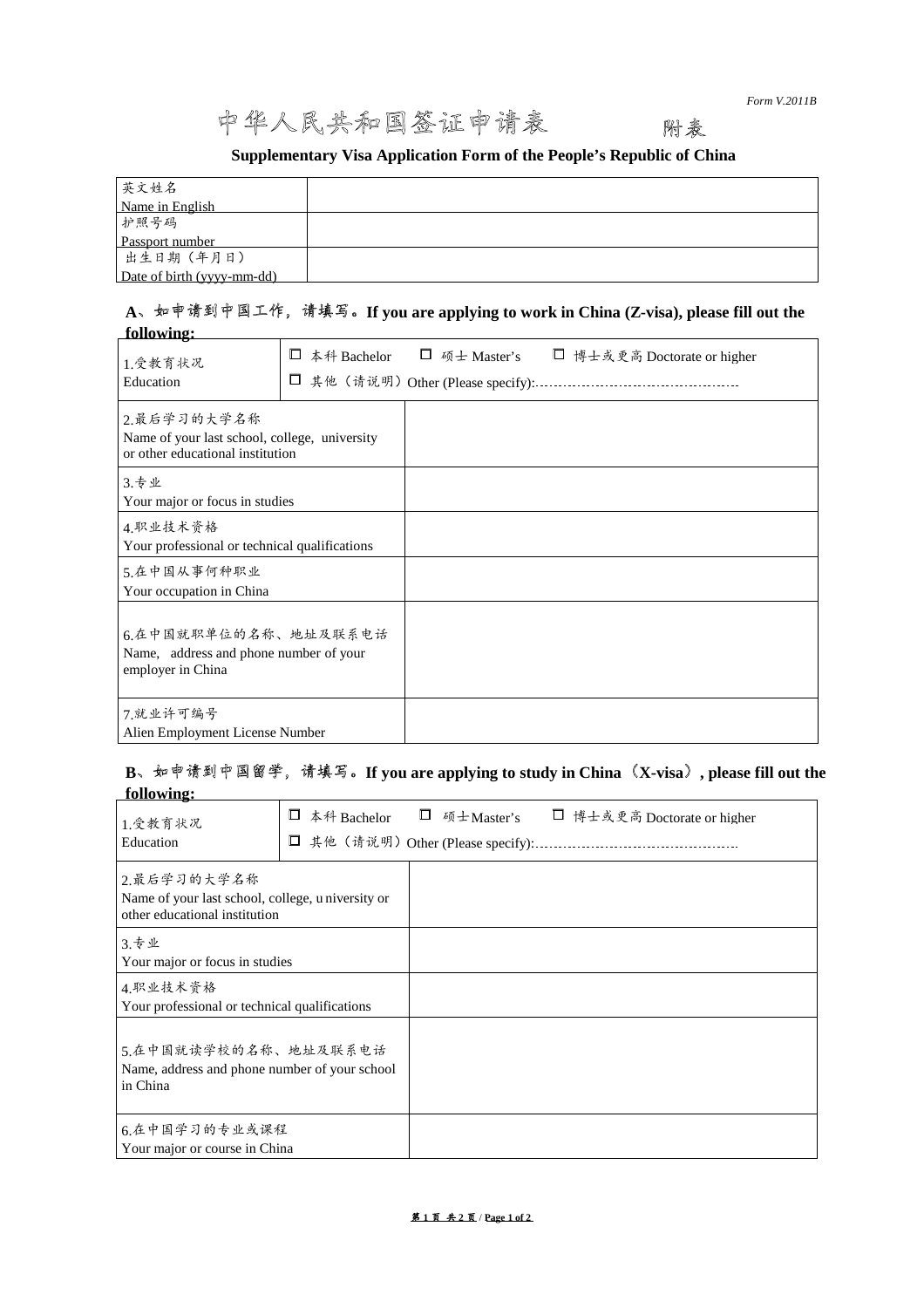*Form V.2011B*

# 中华人民共和国签证申请表 附表

## Supplementary Visa Application Form of the People’s Republic of China

| | |
|---|---|
| 英文姓名<br>Name in English | |
| 护照号码<br>Passport number | |
| 出生日期（年月日）<br>Date of birth (yyyy-mm-dd) | |

**A、如申请到中国工作，请填写。If you are applying to work in China (Z-visa), please fill out the following:**

| | |
|---|---|
| 1.受教育状况<br>Education | ☐ 本科 Bachelor ☐ 硕士 Master’s ☐ 博士或更高 Doctorate or higher<br>☐ 其他（请说明）Other (Please specify):…………………………………………… |
| 2.最后学习的大学名称<br>Name of your last school, college, university or other educational institution | |
| 3.专业<br>Your major or focus in studies | |
| 4.职业技术资格<br>Your professional or technical qualifications | |
| 5.在中国从事何种职业<br>Your occupation in China | |
| 6.在中国就职单位的名称、地址及联系电话<br>Name, address and phone number of your employer in China | |
| 7.就业许可编号<br>Alien Employment License Number | |

**B、如申请到中国留学，请填写。If you are applying to study in China（X-visa）, please fill out the following:**

| | |
|---|---|
| 1.受教育状况<br>Education | ☐ 本科 Bachelor ☐ 硕士Master’s ☐ 博士或更高 Doctorate or higher<br>☐ 其他（请说明）Other (Please specify):…………………………………………… |
| 2.最后学习的大学名称<br>Name of your last school, college, university or other educational institution | |
| 3.专业<br>Your major or focus in studies | |
| 4.职业技术资格<br>Your professional or technical qualifications | |
| 5.在中国就读学校的名称、地址及联系电话<br>Name, address and phone number of your school in China | |
| 6.在中国学习的专业或课程<br>Your major or course in China | |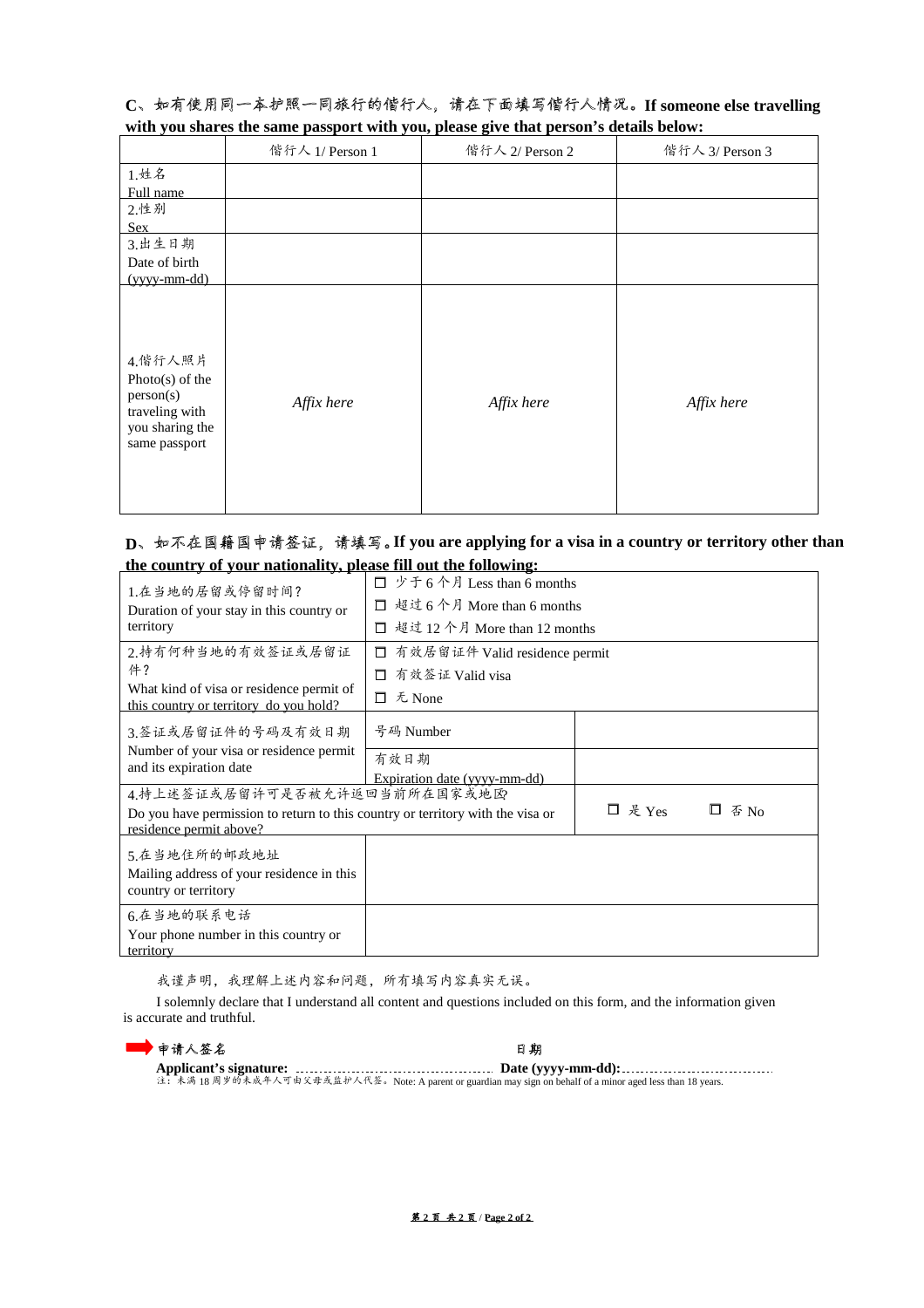**C、如有使用同一本护照一同旅行的偕行人，请在下面填写偕行人情况。If someone else travelling with you shares the same passport with you, please give that person's details below:**

| | 偕行人 1/ Person 1 | 偕行人 2/ Person 2 | 偕行人 3/ Person 3 |
|---|---|---|---|
| 1.姓名 Full name | | | |
| 2.性别 Sex | | | |
| 3.出生日期 Date of birth (yyyy-mm-dd) | | | |
| 4.偕行人照片 Photo(s) of the person(s) traveling with you sharing the same passport | *Affix here* | *Affix here* | *Affix here* |

**D、如不在国籍国申请签证，请填写。If you are applying for a visa in a country or territory other than the country of your nationality, please fill out the following:**

| | | |
|---|---|---|
| 1.在当地的居留或停留时间？ Duration of your stay in this country or territory | ☐ 少于 6 个月 Less than 6 months ☐ 超过 6 个月 More than 6 months ☐ 超过 12 个月 More than 12 months | |
| 2.持有何种当地的有效签证或居留证件？ What kind of visa or residence permit of this country or territory do you hold? | ☐ 有效居留证件 Valid residence permit ☐ 有效签证 Valid visa ☐ 无 None | |
| 3.签证或居留证件的号码及有效日期 Number of your visa or residence permit and its expiration date | 号码 Number | |
| | 有效日期 Expiration date (yyyy-mm-dd) | |
| 4.持上述签证或居留许可是否被允许返回当前所在国家或地区? Do you have permission to return to this country or territory with the visa or residence permit above? | | ☐ 是 Yes ☐ 否 No |
| 5.在当地住所的邮政地址 Mailing address of your residence in this country or territory | | |
| 6.在当地的联系电话 Your phone number in this country or territory | | |

我谨声明，我理解上述内容和问题，所有填写内容真实无误。

I solemnly declare that I understand all content and questions included on this form, and the information given is accurate and truthful.

申请人签名 **Applicant's signature:** ........................................ 日期 **Date (yyyy-mm-dd):**..................................

注：未满 18 周岁的未成年人可由父母或监护人代签。Note: A parent or guardian may sign on behalf of a minor aged less than 18 years.